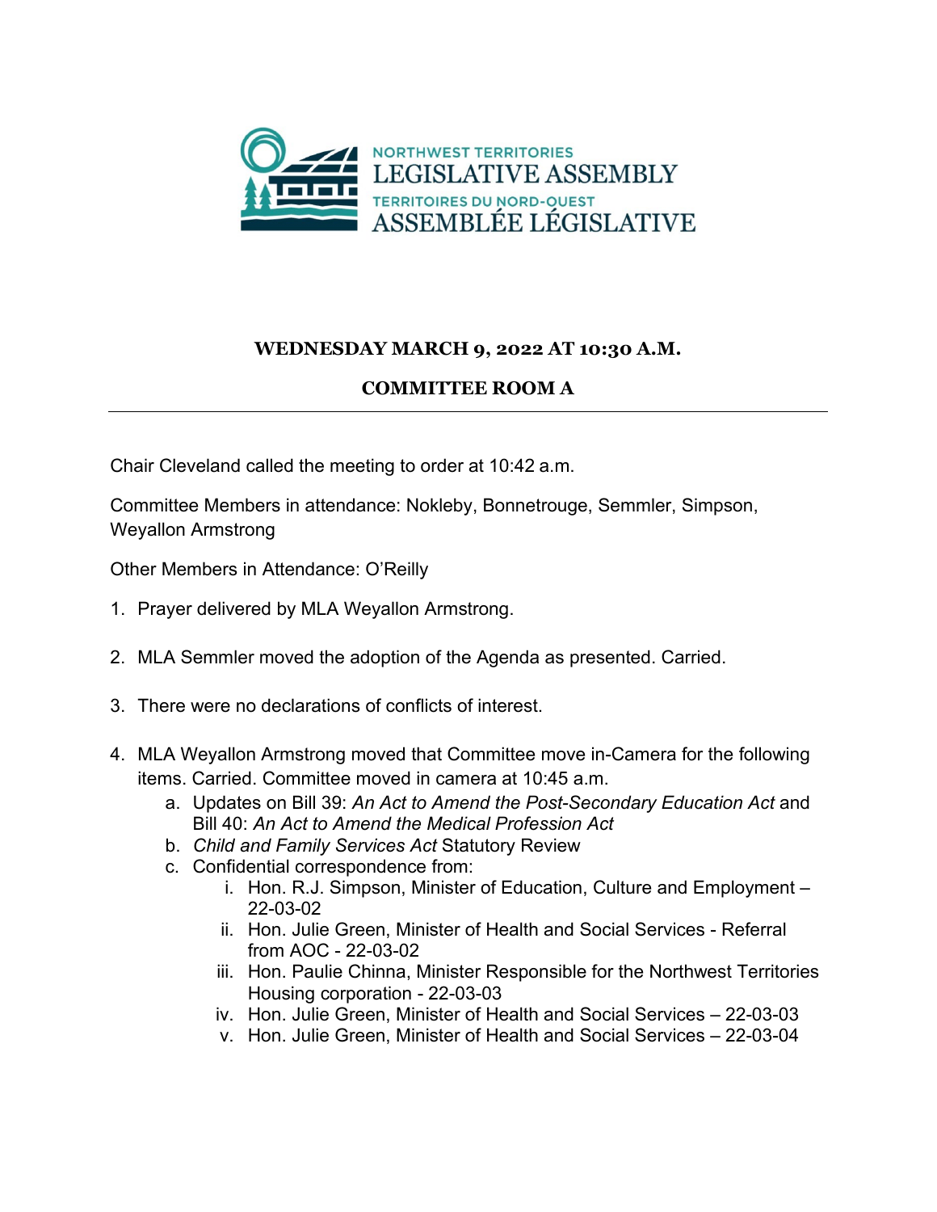NORTHWEST TERRITORIES
LEGISLATIVE ASSEMBLY
TERRITOIRES DU NORD-OUEST
ASSEMBLÉE LÉGISLATIVE

**WEDNESDAY MARCH 9, 2022 AT 10:30 A.M.**

**COMMITTEE ROOM A**

---

Chair Cleveland called the meeting to order at 10:42 a.m.

Committee Members in attendance: Nokleby, Bonnetrouge, Semmler, Simpson, Weyallon Armstrong

Other Members in Attendance: O'Reilly

1. Prayer delivered by MLA Weyallon Armstrong.
2. MLA Semmler moved the adoption of the Agenda as presented. Carried.
3. There were no declarations of conflicts of interest.
4. MLA Weyallon Armstrong moved that Committee move in-Camera for the following items. Carried. Committee moved in camera at 10:45 a.m.
   a. Updates on Bill 39: *An Act to Amend the Post-Secondary Education Act* and Bill 40: *An Act to Amend the Medical Profession Act*
   b. *Child and Family Services Act* Statutory Review
   c. Confidential correspondence from:
      i. Hon. R.J. Simpson, Minister of Education, Culture and Employment – 22-03-02
      ii. Hon. Julie Green, Minister of Health and Social Services - Referral from AOC - 22-03-02
      iii. Hon. Paulie Chinna, Minister Responsible for the Northwest Territories Housing corporation - 22-03-03
      iv. Hon. Julie Green, Minister of Health and Social Services – 22-03-03
      v. Hon. Julie Green, Minister of Health and Social Services – 22-03-04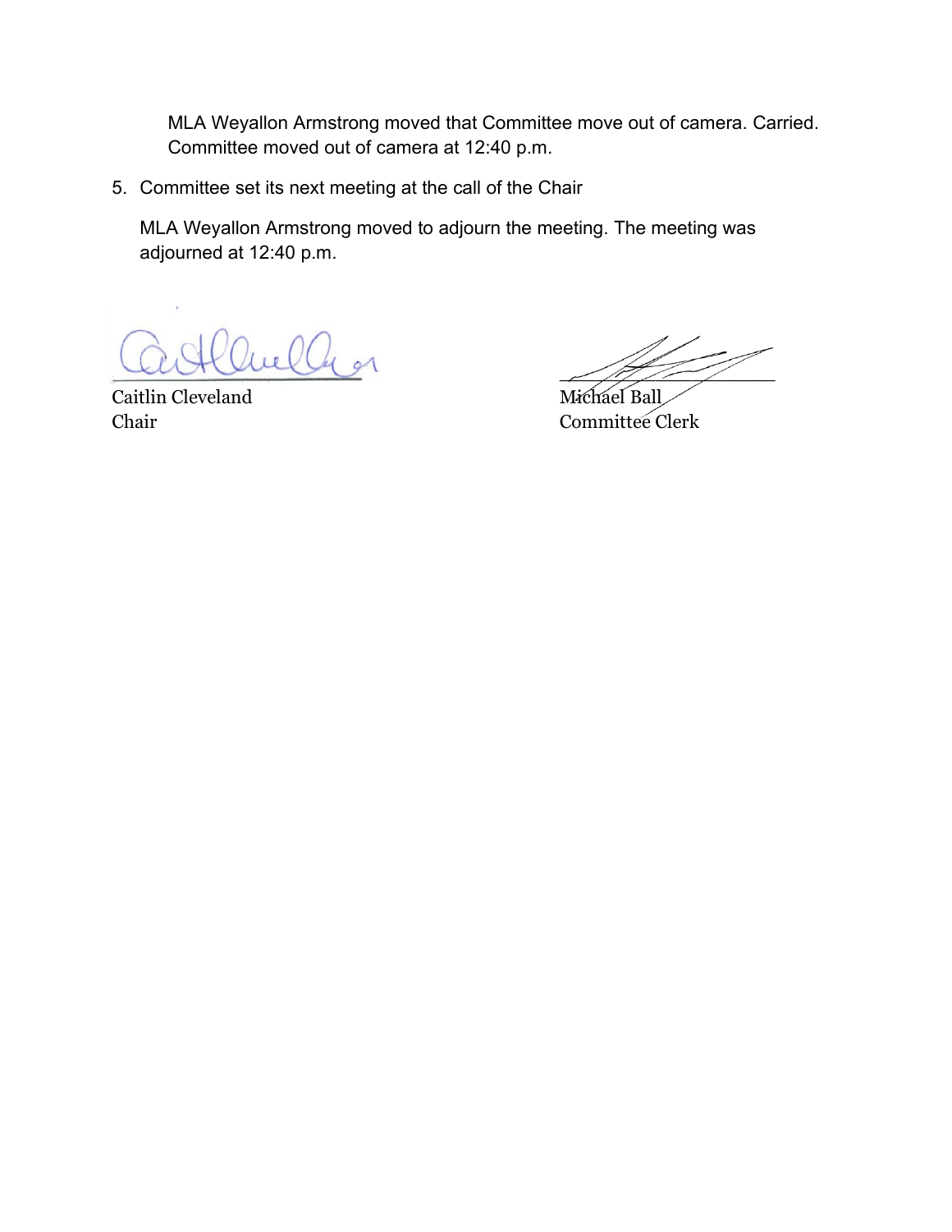MLA Weyallon Armstrong moved that Committee move out of camera. Carried. Committee moved out of camera at 12:40 p.m.

5. Committee set its next meeting at the call of the Chair

   MLA Weyallon Armstrong moved to adjourn the meeting. The meeting was adjourned at 12:40 p.m.

Caitlin Cleveland
Chair

Michael Ball
Committee Clerk